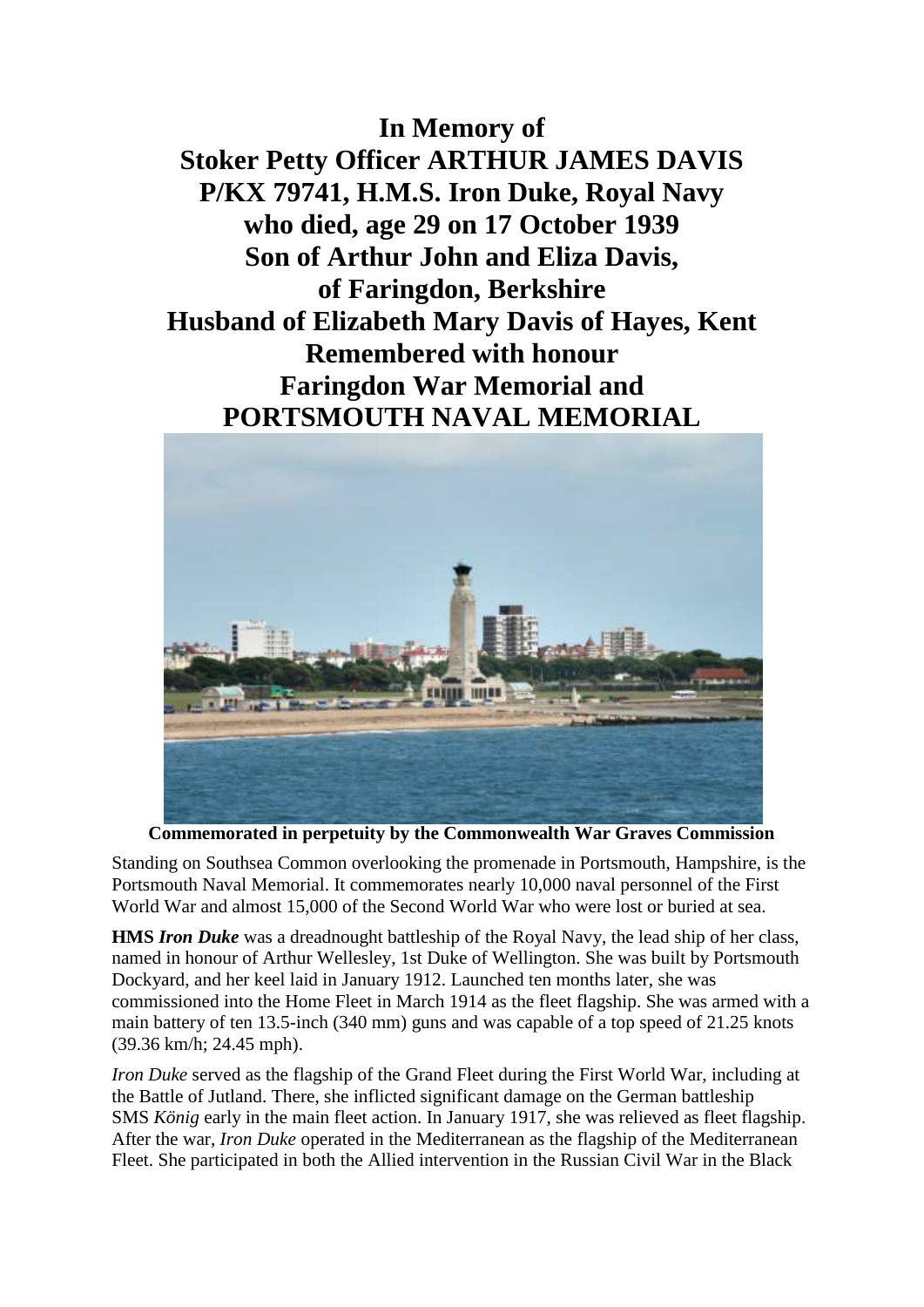# In Memory of
# Stoker Petty Officer ARTHUR JAMES DAVIS
# P/KX 79741, H.M.S. Iron Duke, Royal Navy
# who died, age 29 on 17 October 1939
# Son of Arthur John and Eliza Davis,
# of Faringdon, Berkshire
# Husband of Elizabeth Mary Davis of Hayes, Kent
# Remembered with honour
# Faringdon War Memorial and
# PORTSMOUTH NAVAL MEMORIAL

**Commemorated in perpetuity by the Commonwealth War Graves Commission**

Standing on Southsea Common overlooking the promenade in Portsmouth, Hampshire, is the Portsmouth Naval Memorial. It commemorates nearly 10,000 naval personnel of the First World War and almost 15,000 of the Second World War who were lost or buried at sea.

**HMS *Iron Duke*** was a dreadnought battleship of the Royal Navy, the lead ship of her class, named in honour of Arthur Wellesley, 1st Duke of Wellington. She was built by Portsmouth Dockyard, and her keel laid in January 1912. Launched ten months later, she was commissioned into the Home Fleet in March 1914 as the fleet flagship. She was armed with a main battery of ten 13.5-inch (340 mm) guns and was capable of a top speed of 21.25 knots (39.36 km/h; 24.45 mph).

*Iron Duke* served as the flagship of the Grand Fleet during the First World War, including at the Battle of Jutland. There, she inflicted significant damage on the German battleship SMS *König* early in the main fleet action. In January 1917, she was relieved as fleet flagship. After the war, *Iron Duke* operated in the Mediterranean as the flagship of the Mediterranean Fleet. She participated in both the Allied intervention in the Russian Civil War in the Black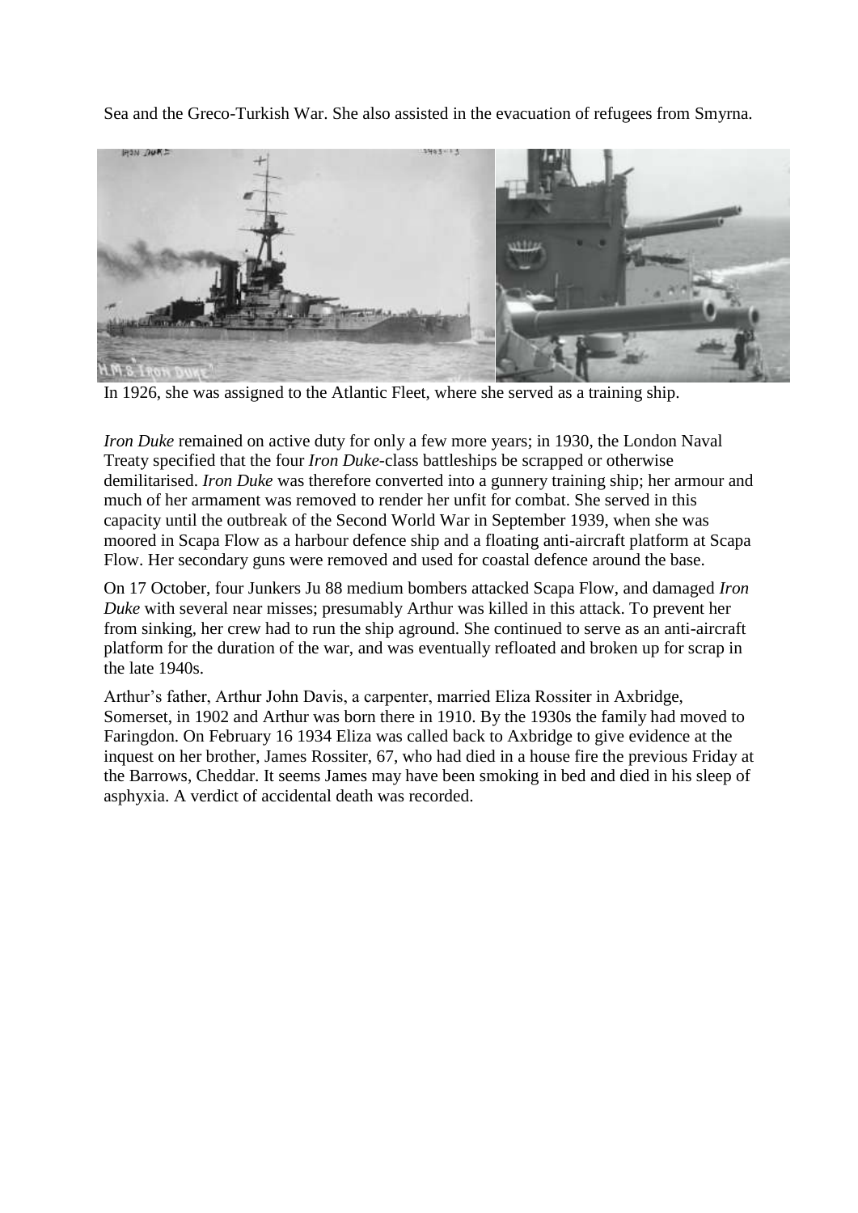Sea and the Greco-Turkish War. She also assisted in the evacuation of refugees from Smyrna.

In 1926, she was assigned to the Atlantic Fleet, where she served as a training ship.

*Iron Duke* remained on active duty for only a few more years; in 1930, the London Naval Treaty specified that the four *Iron Duke*-class battleships be scrapped or otherwise demilitarised. *Iron Duke* was therefore converted into a gunnery training ship; her armour and much of her armament was removed to render her unfit for combat. She served in this capacity until the outbreak of the Second World War in September 1939, when she was moored in Scapa Flow as a harbour defence ship and a floating anti-aircraft platform at Scapa Flow. Her secondary guns were removed and used for coastal defence around the base.

On 17 October, four Junkers Ju 88 medium bombers attacked Scapa Flow, and damaged *Iron Duke* with several near misses; presumably Arthur was killed in this attack. To prevent her from sinking, her crew had to run the ship aground. She continued to serve as an anti-aircraft platform for the duration of the war, and was eventually refloated and broken up for scrap in the late 1940s.

Arthur's father, Arthur John Davis, a carpenter, married Eliza Rossiter in Axbridge, Somerset, in 1902 and Arthur was born there in 1910. By the 1930s the family had moved to Faringdon. On February 16 1934 Eliza was called back to Axbridge to give evidence at the inquest on her brother, James Rossiter, 67, who had died in a house fire the previous Friday at the Barrows, Cheddar. It seems James may have been smoking in bed and died in his sleep of asphyxia. A verdict of accidental death was recorded.